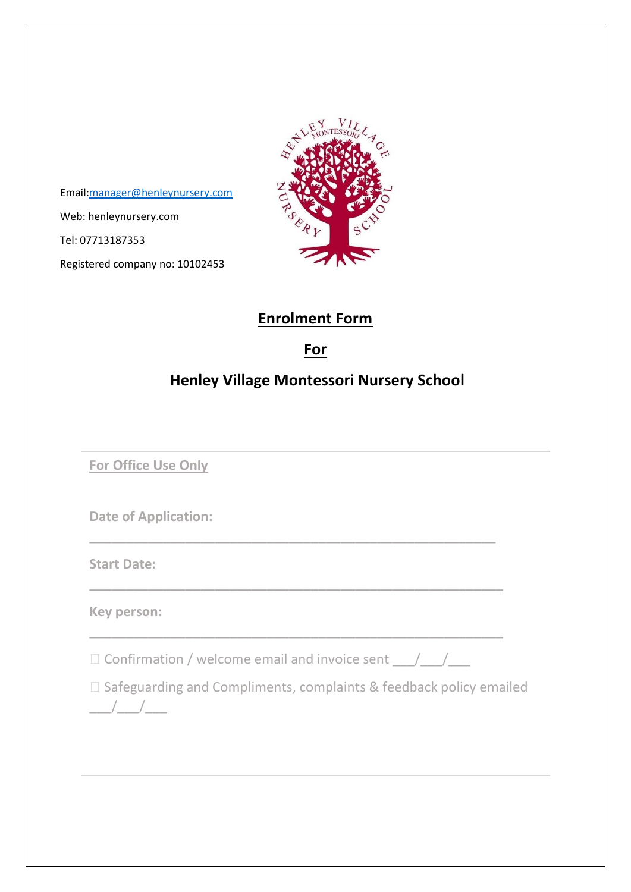Email:manager@henleynursery.com

Web: henleynursery.com

Tel: 07713187353

Registered company no: 10102453

# Enrolment Form

# For

# Henley Village Montessori Nursery School

**For Office Use Only**

**Date of Application:** \_\_\_\_\_\_\_\_\_\_\_\_\_\_\_\_\_\_\_\_\_\_\_\_\_\_\_\_\_\_\_\_\_\_\_\_\_\_\_\_\_\_\_\_\_\_\_\_\_\_\_\_

**Start Date:** \_\_\_\_\_\_\_\_\_\_\_\_\_\_\_\_\_\_\_\_\_\_\_\_\_\_\_\_\_\_\_\_\_\_\_\_\_\_\_\_\_\_\_\_\_\_\_\_\_\_\_\_

**Key person:** \_\_\_\_\_\_\_\_\_\_\_\_\_\_\_\_\_\_\_\_\_\_\_\_\_\_\_\_\_\_\_\_\_\_\_\_\_\_\_\_\_\_\_\_\_\_\_\_\_\_\_\_

☐ Confirmation / welcome email and invoice sent \_\_\_/\_\_\_/\_\_\_

☐ Safeguarding and Compliments, complaints & feedback policy emailed \_\_\_/\_\_\_/\_\_\_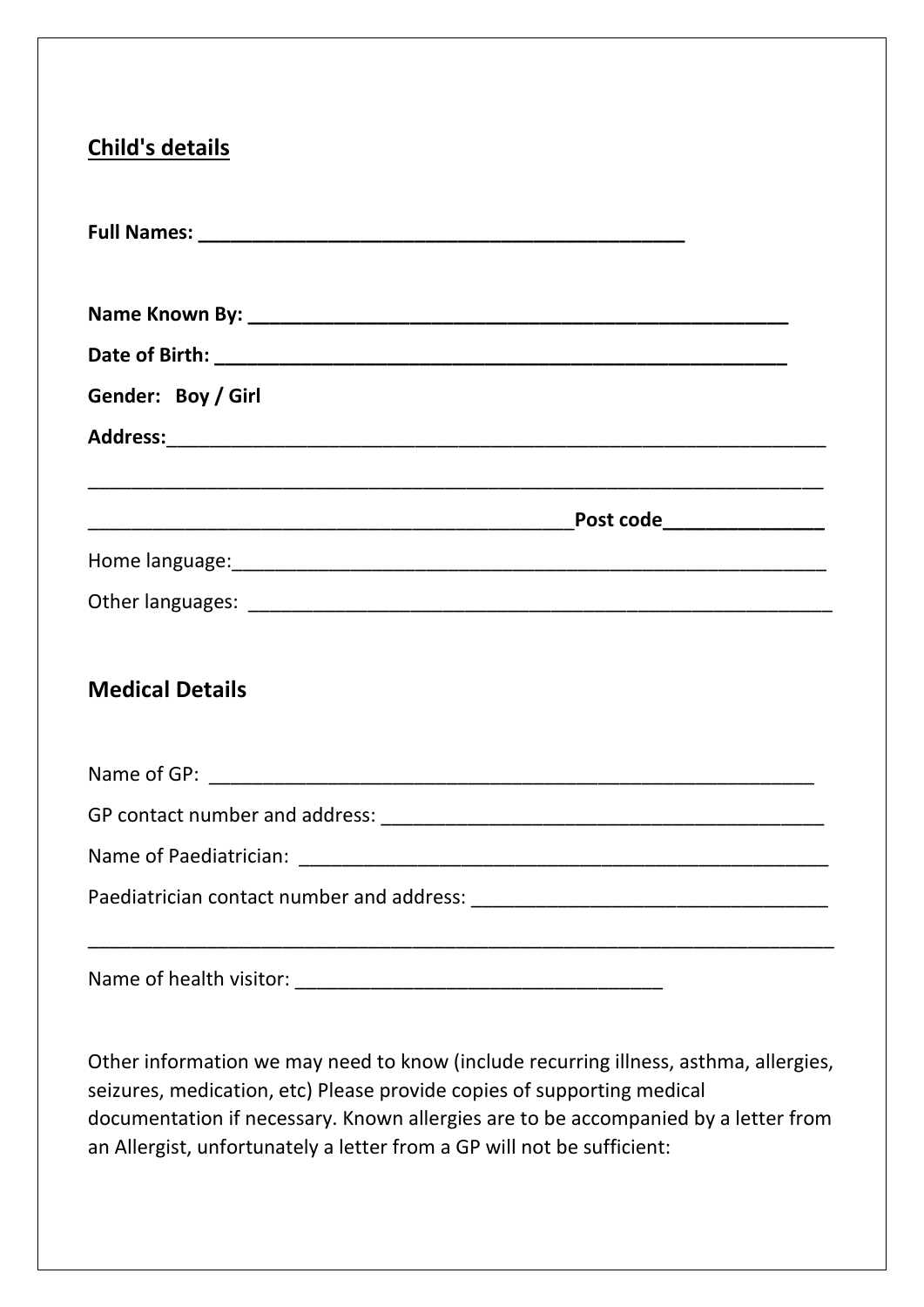## Child's details

**Full Names: ____________________________________________**

**Name Known By: _________________________________________________**

**Date of Birth: ____________________________________________________**

**Gender: Boy / Girl**

**Address:**___________________________________________________________

___________________________________________________________________

____________________________________________**Post code**______________

Home language:_______________________________________________________

Other languages: ______________________________________________________

## Medical Details

Name of GP: ______________________________________________________

GP contact number and address: _________________________________________

Name of Paediatrician: ________________________________________________

Paediatrician contact number and address: ________________________________

___________________________________________________________________

Name of health visitor: _________________________________

Other information we may need to know (include recurring illness, asthma, allergies, seizures, medication, etc) Please provide copies of supporting medical documentation if necessary. Known allergies are to be accompanied by a letter from an Allergist, unfortunately a letter from a GP will not be sufficient: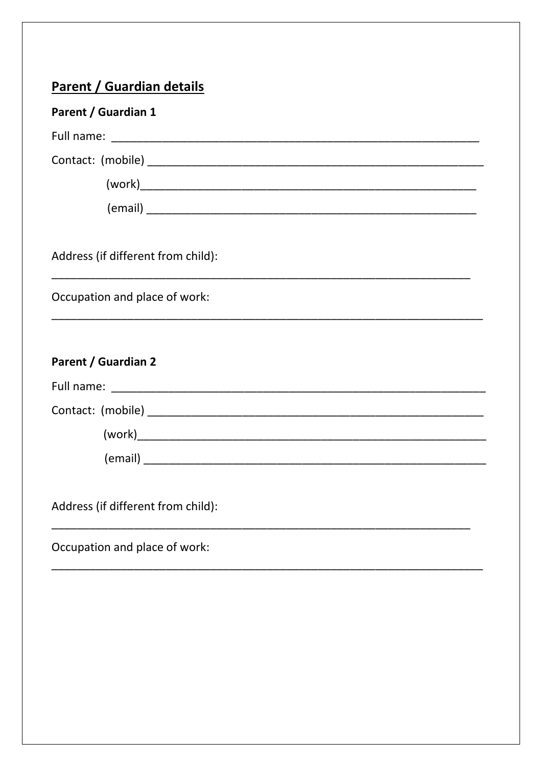## Parent / Guardian details

**Parent / Guardian 1**

Full name: ____________________________________________________________

Contact: (mobile) ______________________________________________________

(work)______________________________________________________

(email) _____________________________________________________

Address (if different from child):

______________________________________________________________________

Occupation and place of work:

________________________________________________________________________

**Parent / Guardian 2**

Full name: ____________________________________________________________

Contact: (mobile) ______________________________________________________

(work)________________________________________________________

(email) _______________________________________________________

Address (if different from child):

______________________________________________________________________

Occupation and place of work:

________________________________________________________________________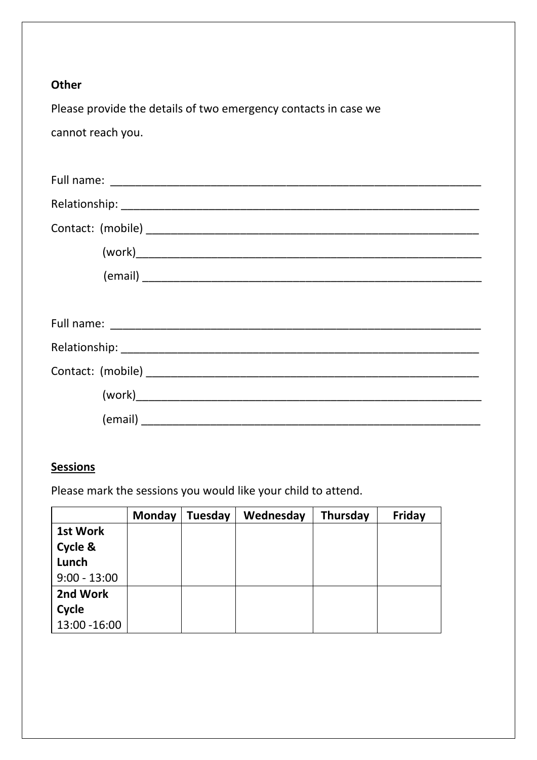**Other**

Please provide the details of two emergency contacts in case we cannot reach you.

Full name: ____________________________________________________________

Relationship: __________________________________________________________

Contact: (mobile) ______________________________________________________

(work)_________________________________________________________________

(email) ________________________________________________________________

Full name: ____________________________________________________________

Relationship: __________________________________________________________

Contact: (mobile) ______________________________________________________

(work)_________________________________________________________________

(email) ________________________________________________________________

**Sessions**

Please mark the sessions you would like your child to attend.

| | **Monday** | **Tuesday** | **Wednesday** | **Thursday** | **Friday** |
|---|---|---|---|---|---|
| **1st Work Cycle & Lunch** 9:00 - 13:00 | | | | | |
| **2nd Work Cycle** 13:00 -16:00 | | | | | |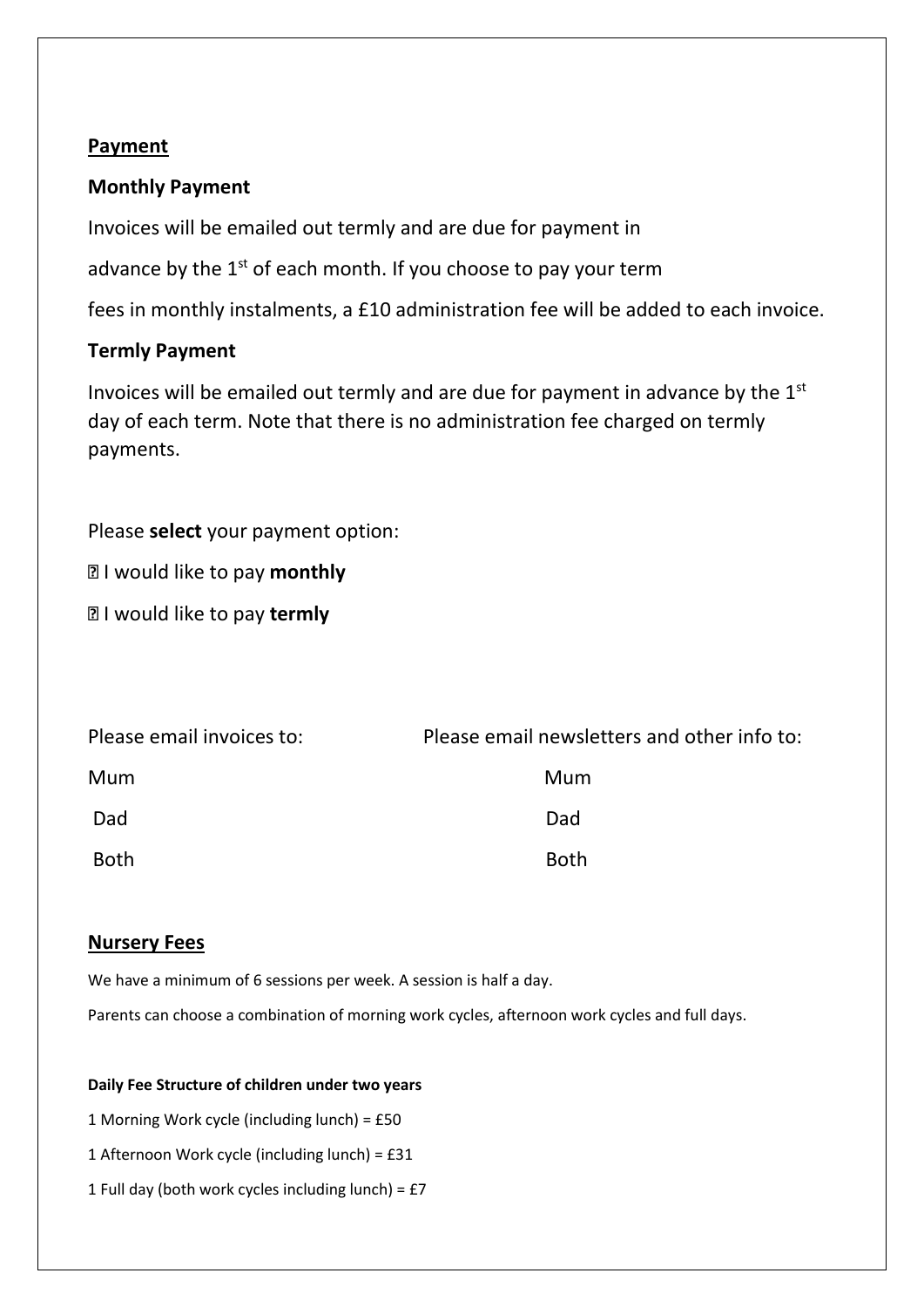## Payment

### Monthly Payment

Invoices will be emailed out termly and are due for payment in

advance by the 1st of each month. If you choose to pay your term

fees in monthly instalments, a £10 administration fee will be added to each invoice.

### Termly Payment

Invoices will be emailed out termly and are due for payment in advance by the 1st day of each term. Note that there is no administration fee charged on termly payments.

Please **select** your payment option:

☐ I would like to pay **monthly**

☐ I would like to pay **termly**

| Please email invoices to: | Please email newsletters and other info to: |
|---|---|
| Mum | Mum |
| Dad | Dad |
| Both | Both |

## Nursery Fees

We have a minimum of 6 sessions per week. A session is half a day.

Parents can choose a combination of morning work cycles, afternoon work cycles and full days.

**Daily Fee Structure of children under two years**

1 Morning Work cycle (including lunch) = £50

1 Afternoon Work cycle (including lunch) = £31

1 Full day (both work cycles including lunch) = £7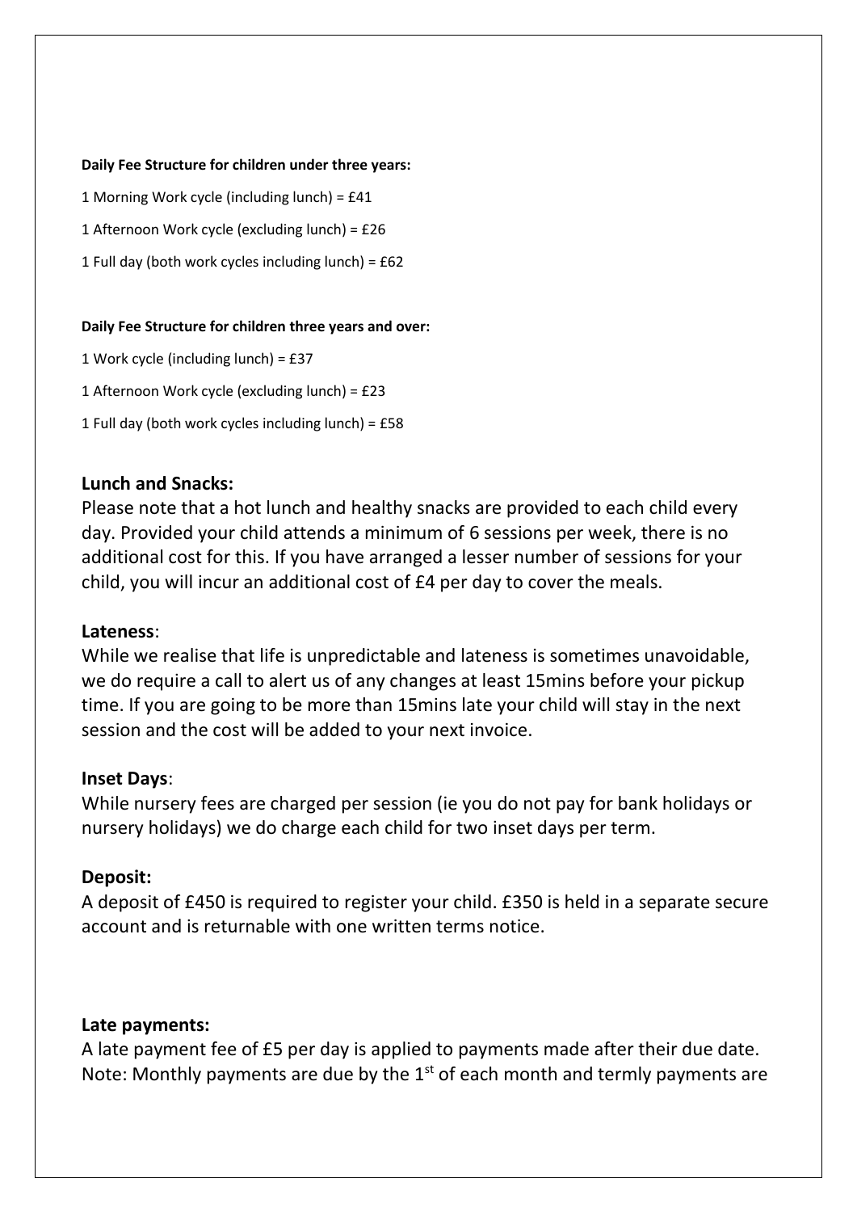**Daily Fee Structure for children under three years:**

1 Morning Work cycle (including lunch) = £41

1 Afternoon Work cycle (excluding lunch) = £26

1 Full day (both work cycles including lunch) = £62

**Daily Fee Structure for children three years and over:**

1 Work cycle (including lunch) = £37

1 Afternoon Work cycle (excluding lunch) = £23

1 Full day (both work cycles including lunch) = £58

## Lunch and Snacks:

Please note that a hot lunch and healthy snacks are provided to each child every day. Provided your child attends a minimum of 6 sessions per week, there is no additional cost for this. If you have arranged a lesser number of sessions for your child, you will incur an additional cost of £4 per day to cover the meals.

## Lateness:

While we realise that life is unpredictable and lateness is sometimes unavoidable, we do require a call to alert us of any changes at least 15mins before your pickup time. If you are going to be more than 15mins late your child will stay in the next session and the cost will be added to your next invoice.

## Inset Days:

While nursery fees are charged per session (ie you do not pay for bank holidays or nursery holidays) we do charge each child for two inset days per term.

## Deposit:

A deposit of £450 is required to register your child. £350 is held in a separate secure account and is returnable with one written terms notice.

## Late payments:

A late payment fee of £5 per day is applied to payments made after their due date. Note: Monthly payments are due by the 1st of each month and termly payments are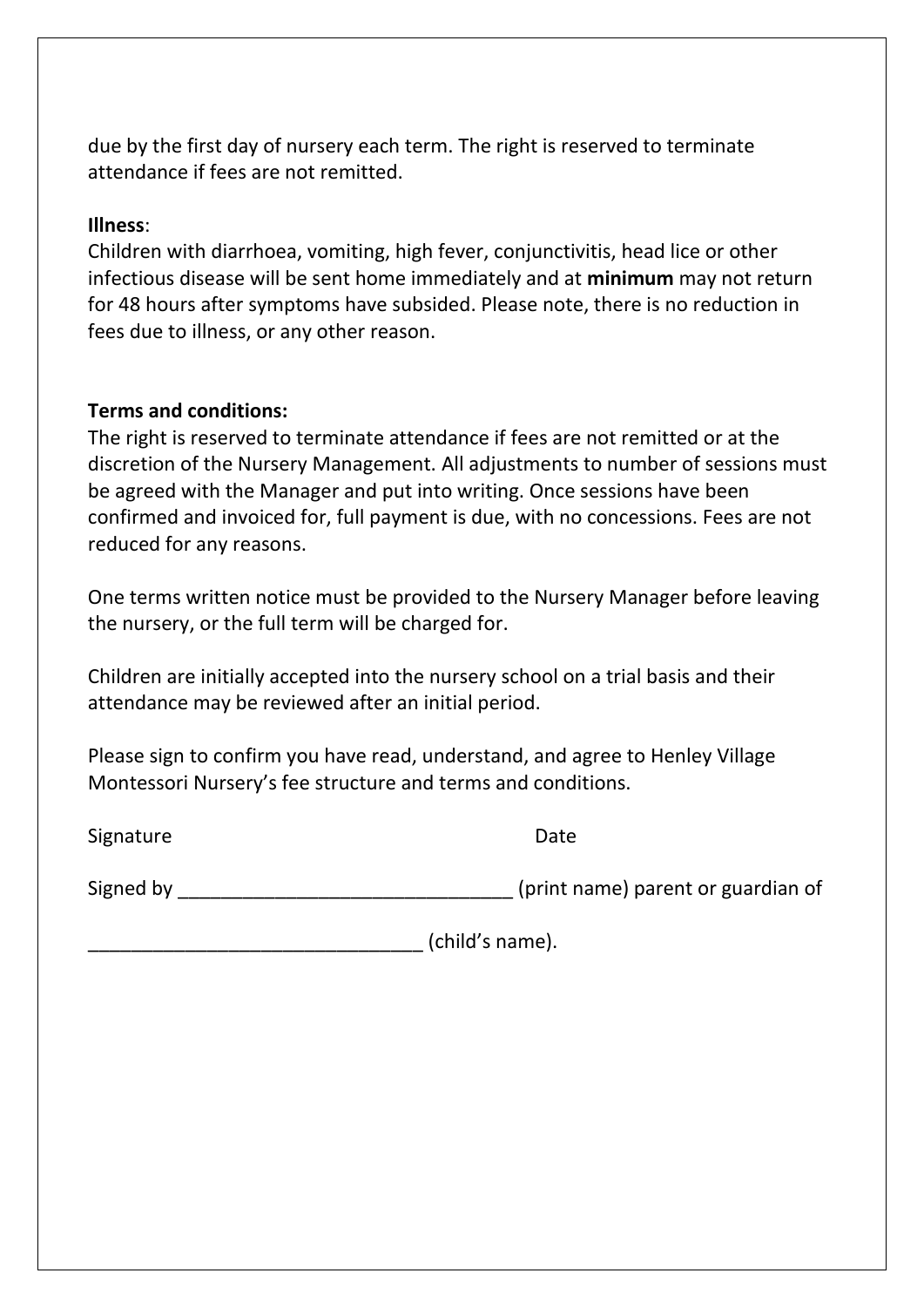due by the first day of nursery each term. The right is reserved to terminate attendance if fees are not remitted.

**Illness**:
Children with diarrhoea, vomiting, high fever, conjunctivitis, head lice or other infectious disease will be sent home immediately and at **minimum** may not return for 48 hours after symptoms have subsided. Please note, there is no reduction in fees due to illness, or any other reason.

**Terms and conditions:**
The right is reserved to terminate attendance if fees are not remitted or at the discretion of the Nursery Management. All adjustments to number of sessions must be agreed with the Manager and put into writing. Once sessions have been confirmed and invoiced for, full payment is due, with no concessions. Fees are not reduced for any reasons.

One terms written notice must be provided to the Nursery Manager before leaving the nursery, or the full term will be charged for.

Children are initially accepted into the nursery school on a trial basis and their attendance may be reviewed after an initial period.

Please sign to confirm you have read, understand, and agree to Henley Village Montessori Nursery's fee structure and terms and conditions.

Signature                                                          Date

Signed by _______________________________ (print name) parent or guardian of

_______________________________ (child's name).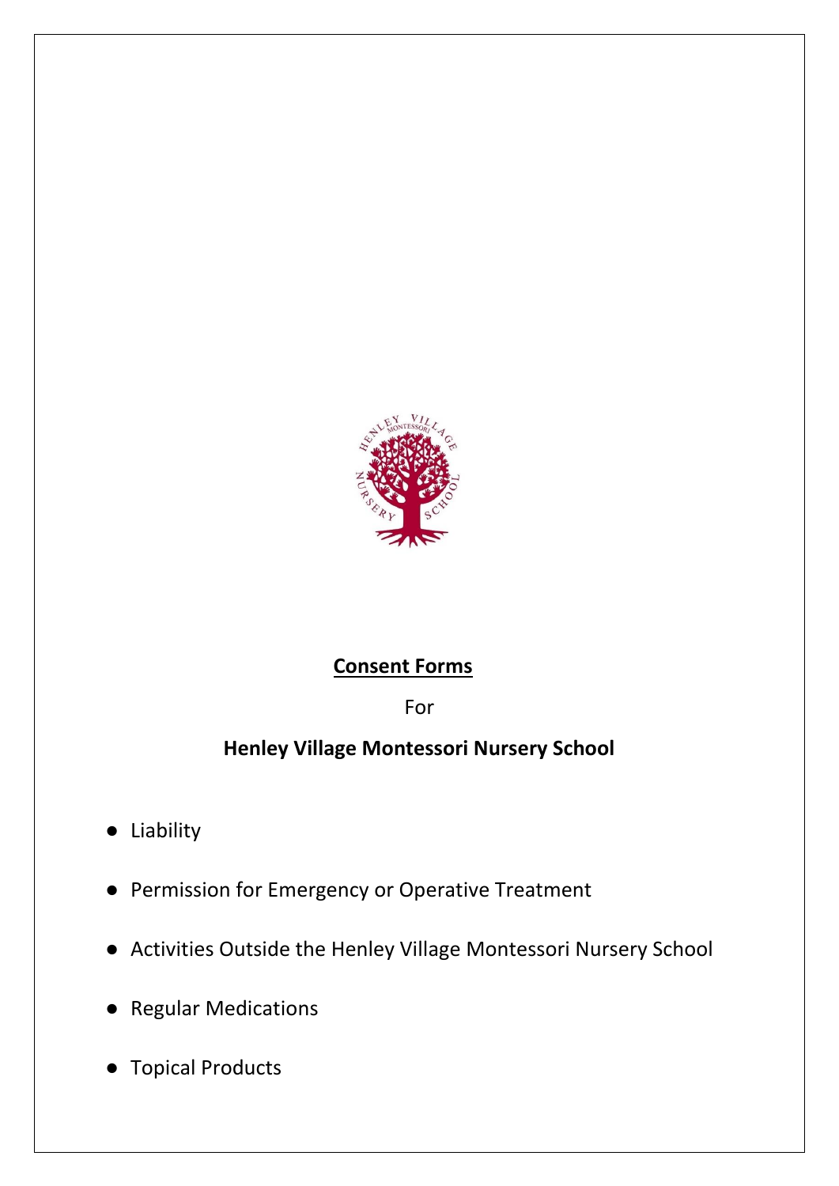## Consent Forms

For

**Henley Village Montessori Nursery School**

- Liability
- Permission for Emergency or Operative Treatment
- Activities Outside the Henley Village Montessori Nursery School
- Regular Medications
- Topical Products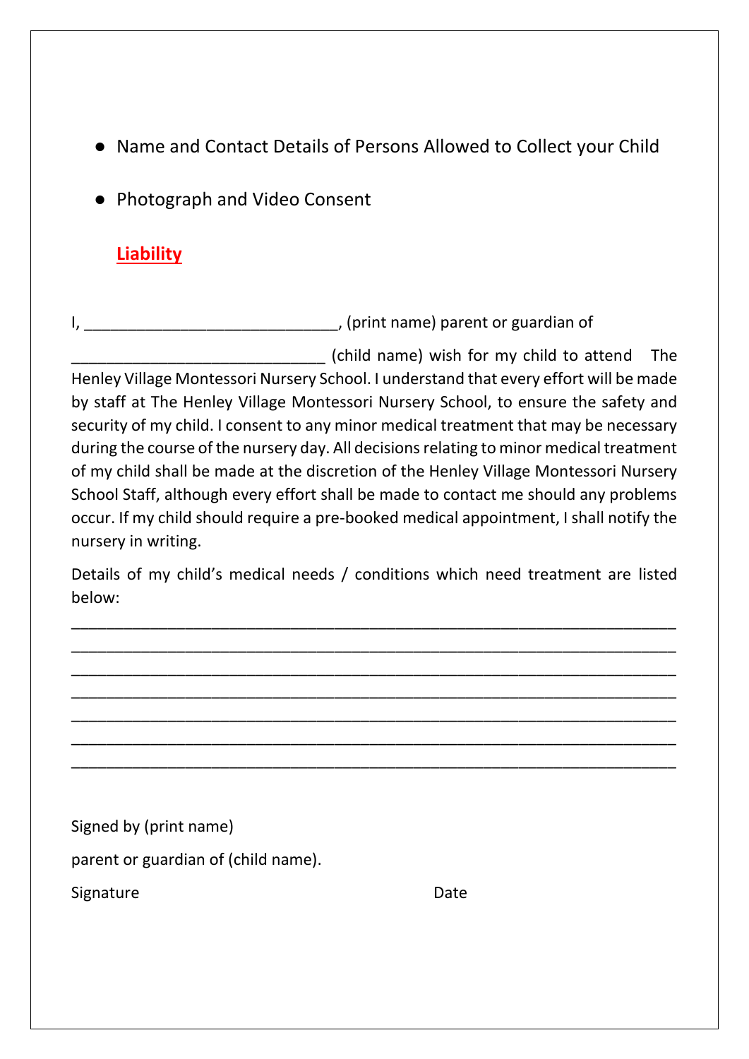- Name and Contact Details of Persons Allowed to Collect your Child
- Photograph and Video Consent

**Liability**

I, _____________________________, (print name) parent or guardian of

_____________________________ (child name) wish for my child to attend The Henley Village Montessori Nursery School. I understand that every effort will be made by staff at The Henley Village Montessori Nursery School, to ensure the safety and security of my child. I consent to any minor medical treatment that may be necessary during the course of the nursery day. All decisions relating to minor medical treatment of my child shall be made at the discretion of the Henley Village Montessori Nursery School Staff, although every effort shall be made to contact me should any problems occur. If my child should require a pre-booked medical appointment, I shall notify the nursery in writing.

Details of my child's medical needs / conditions which need treatment are listed below:

______________________________________________________________________
______________________________________________________________________
______________________________________________________________________
______________________________________________________________________
______________________________________________________________________
______________________________________________________________________
______________________________________________________________________

Signed by (print name)

parent or guardian of (child name).

Signature                                        Date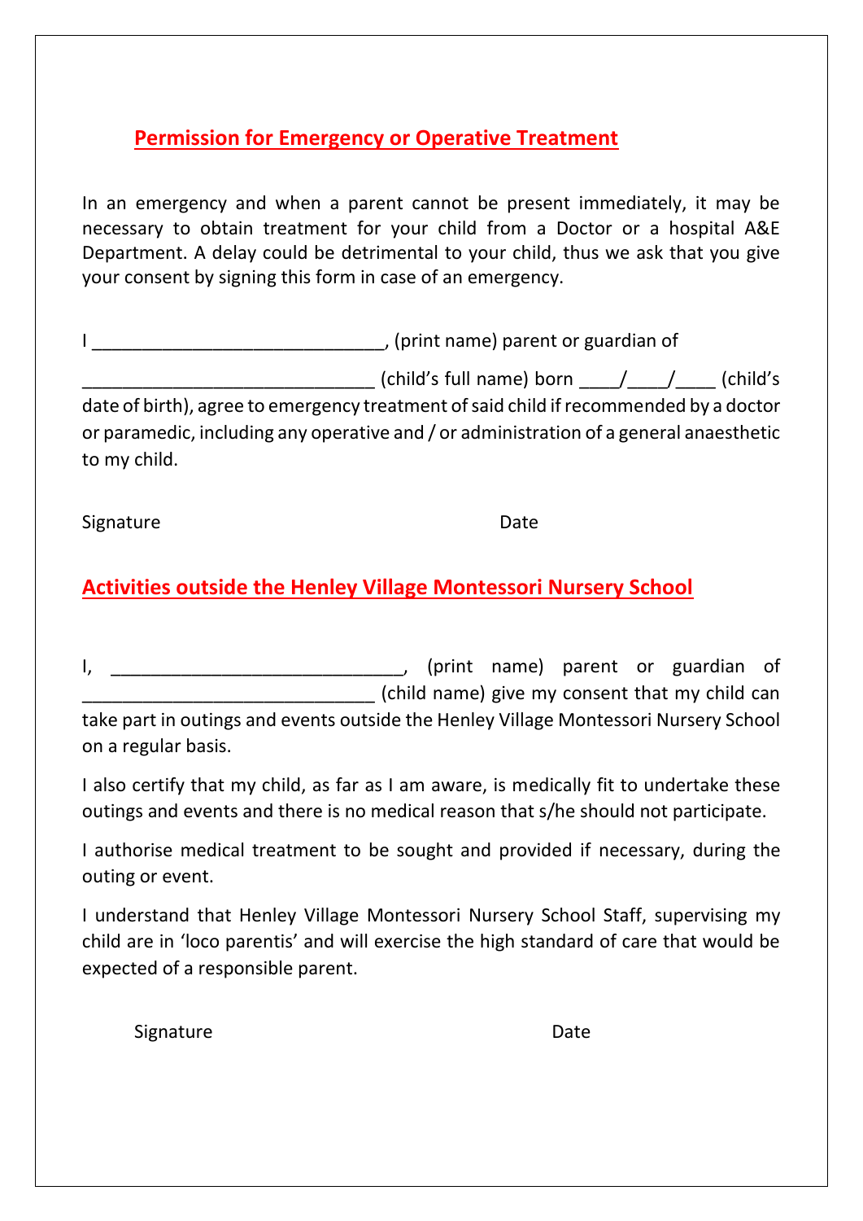## Permission for Emergency or Operative Treatment

In an emergency and when a parent cannot be present immediately, it may be necessary to obtain treatment for your child from a Doctor or a hospital A&E Department. A delay could be detrimental to your child, thus we ask that you give your consent by signing this form in case of an emergency.

I _____________________________, (print name) parent or guardian of

_____________________________ (child's full name) born ____/____/____ (child's date of birth), agree to emergency treatment of said child if recommended by a doctor or paramedic, including any operative and / or administration of a general anaesthetic to my child.

Signature                                                            Date

## Activities outside the Henley Village Montessori Nursery School

I, _____________________________, (print name) parent or guardian of _____________________________ (child name) give my consent that my child can take part in outings and events outside the Henley Village Montessori Nursery School on a regular basis.

I also certify that my child, as far as I am aware, is medically fit to undertake these outings and events and there is no medical reason that s/he should not participate.

I authorise medical treatment to be sought and provided if necessary, during the outing or event.

I understand that Henley Village Montessori Nursery School Staff, supervising my child are in 'loco parentis' and will exercise the high standard of care that would be expected of a responsible parent.

Signature                                                            Date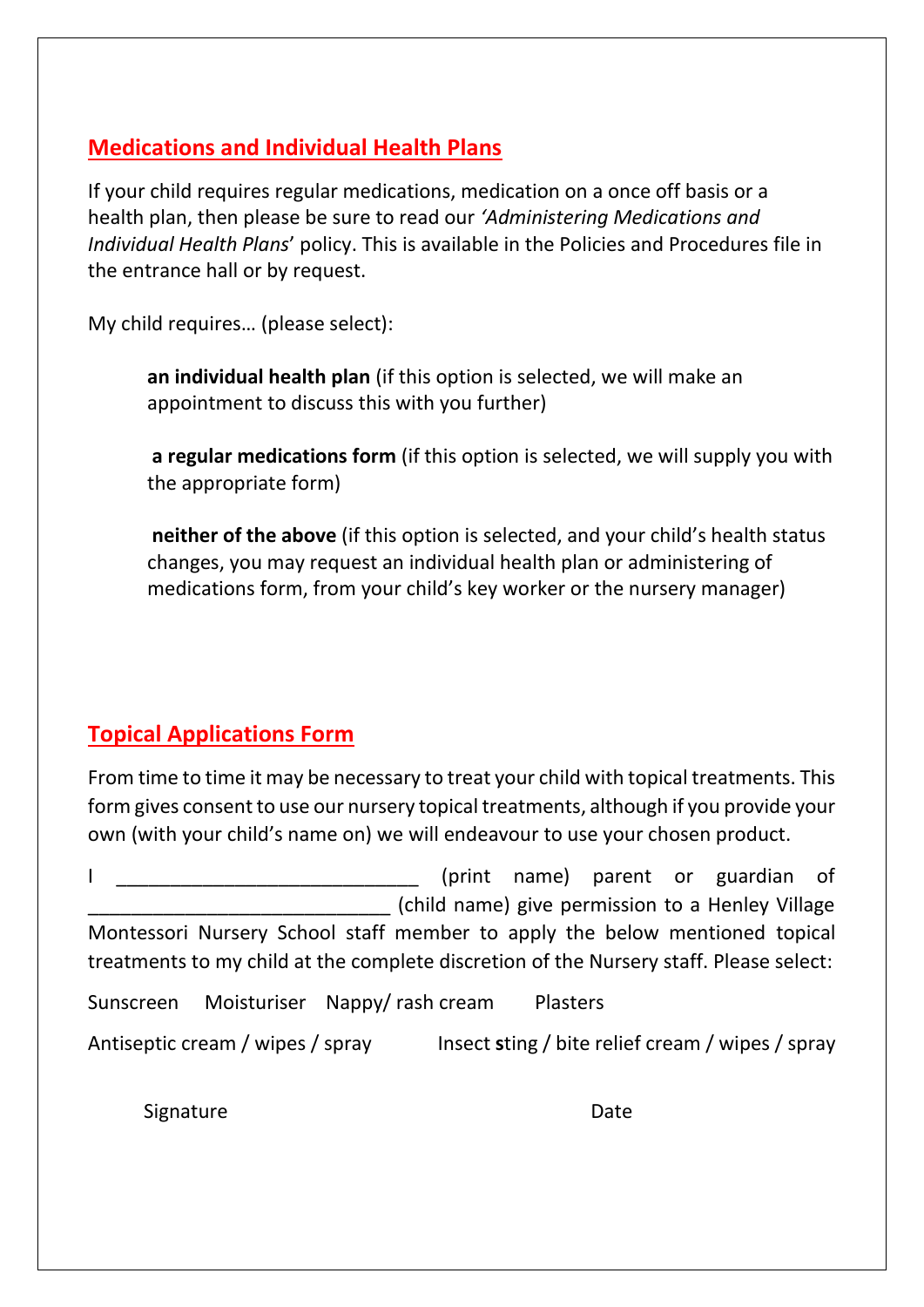## Medications and Individual Health Plans

If your child requires regular medications, medication on a once off basis or a health plan, then please be sure to read our *'Administering Medications and Individual Health Plans'* policy. This is available in the Policies and Procedures file in the entrance hall or by request.

My child requires… (please select):

**an individual health plan** (if this option is selected, we will make an appointment to discuss this with you further)

**a regular medications form** (if this option is selected, we will supply you with the appropriate form)

**neither of the above** (if this option is selected, and your child's health status changes, you may request an individual health plan or administering of medications form, from your child's key worker or the nursery manager)

## Topical Applications Form

From time to time it may be necessary to treat your child with topical treatments. This form gives consent to use our nursery topical treatments, although if you provide your own (with your child's name on) we will endeavour to use your chosen product.

I ____________________________ (print name) parent or guardian of ____________________________ (child name) give permission to a Henley Village Montessori Nursery School staff member to apply the below mentioned topical treatments to my child at the complete discretion of the Nursery staff. Please select:

Sunscreen    Moisturiser    Nappy/ rash cream    Plasters

Antiseptic cream / wipes / spray    Insect sting / bite relief cream / wipes / spray

Signature    Date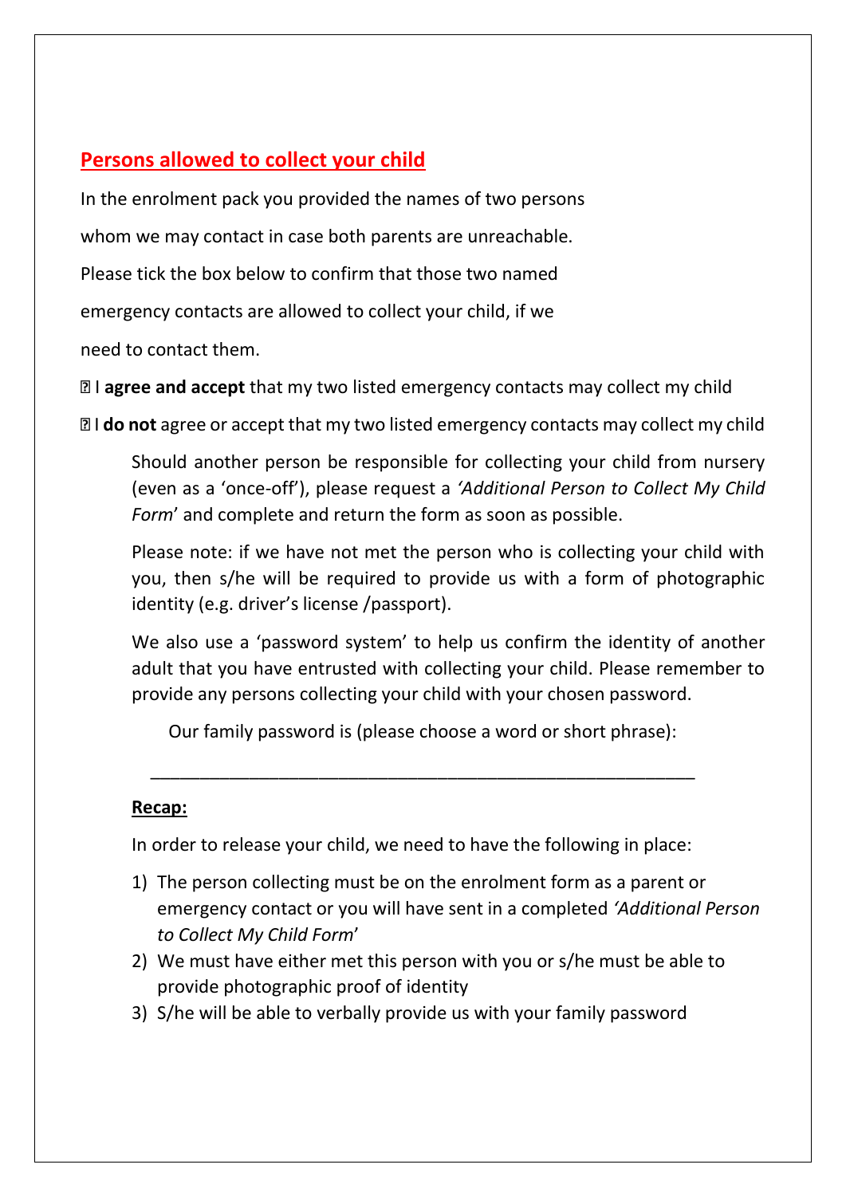## Persons allowed to collect your child

In the enrolment pack you provided the names of two persons whom we may contact in case both parents are unreachable. Please tick the box below to confirm that those two named emergency contacts are allowed to collect your child, if we need to contact them.

☐ I **agree and accept** that my two listed emergency contacts may collect my child

☐ I **do not** agree or accept that my two listed emergency contacts may collect my child

Should another person be responsible for collecting your child from nursery (even as a 'once-off'), please request a *'Additional Person to Collect My Child Form*' and complete and return the form as soon as possible.

Please note: if we have not met the person who is collecting your child with you, then s/he will be required to provide us with a form of photographic identity (e.g. driver's license /passport).

We also use a 'password system' to help us confirm the identity of another adult that you have entrusted with collecting your child. Please remember to provide any persons collecting your child with your chosen password.

Our family password is (please choose a word or short phrase):

_______________________________________________________

**Recap:**

In order to release your child, we need to have the following in place:

1) The person collecting must be on the enrolment form as a parent or emergency contact or you will have sent in a completed *'Additional Person to Collect My Child Form*'
2) We must have either met this person with you or s/he must be able to provide photographic proof of identity
3) S/he will be able to verbally provide us with your family password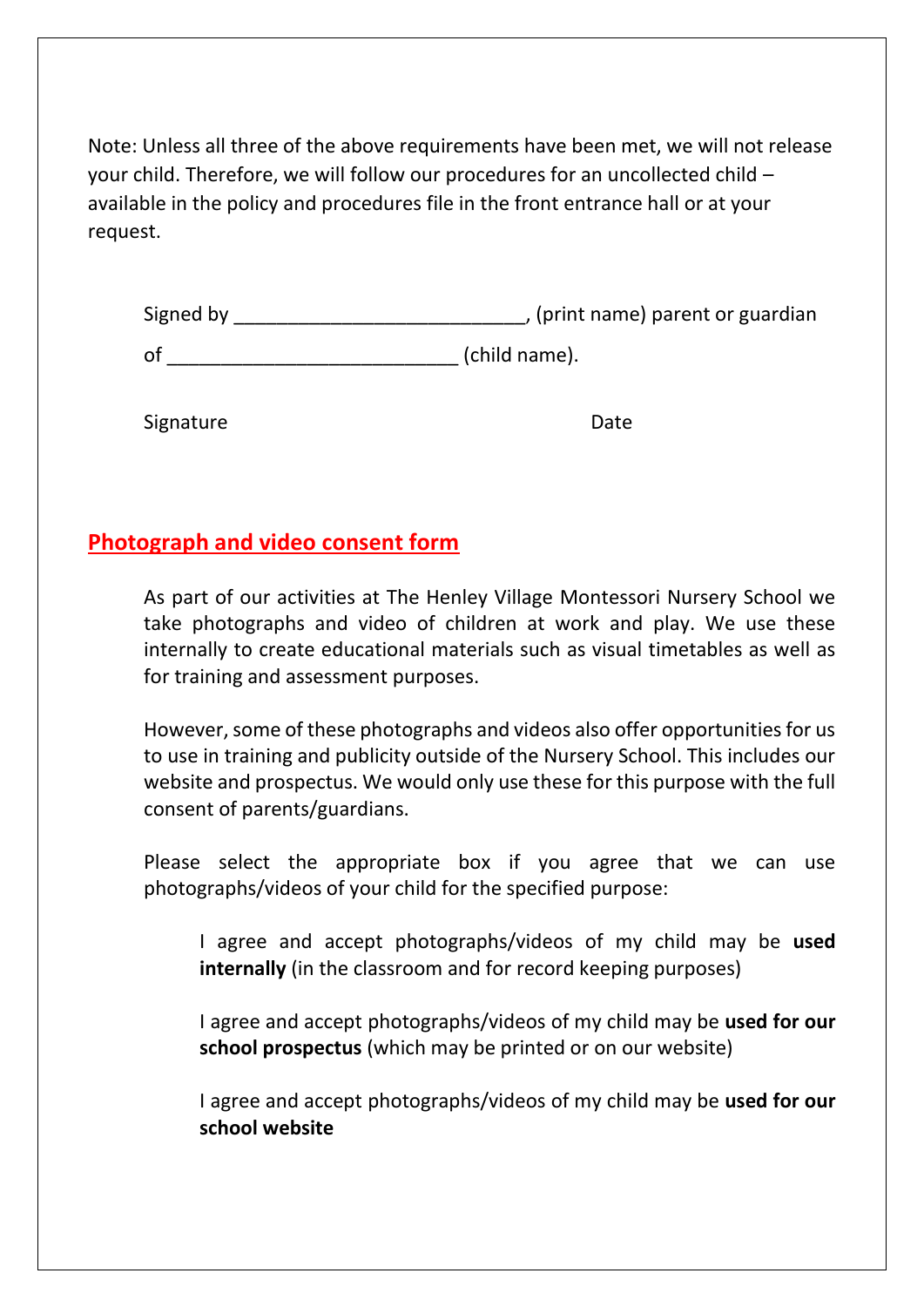Note: Unless all three of the above requirements have been met, we will not release your child. Therefore, we will follow our procedures for an uncollected child – available in the policy and procedures file in the front entrance hall or at your request.

Signed by ___________________________, (print name) parent or guardian

of ___________________________ (child name).

Signature                                                                 Date

## Photograph and video consent form

As part of our activities at The Henley Village Montessori Nursery School we take photographs and video of children at work and play. We use these internally to create educational materials such as visual timetables as well as for training and assessment purposes.

However, some of these photographs and videos also offer opportunities for us to use in training and publicity outside of the Nursery School. This includes our website and prospectus. We would only use these for this purpose with the full consent of parents/guardians.

Please select the appropriate box if you agree that we can use photographs/videos of your child for the specified purpose:

I agree and accept photographs/videos of my child may be **used internally** (in the classroom and for record keeping purposes)

I agree and accept photographs/videos of my child may be **used for our school prospectus** (which may be printed or on our website)

I agree and accept photographs/videos of my child may be **used for our school website**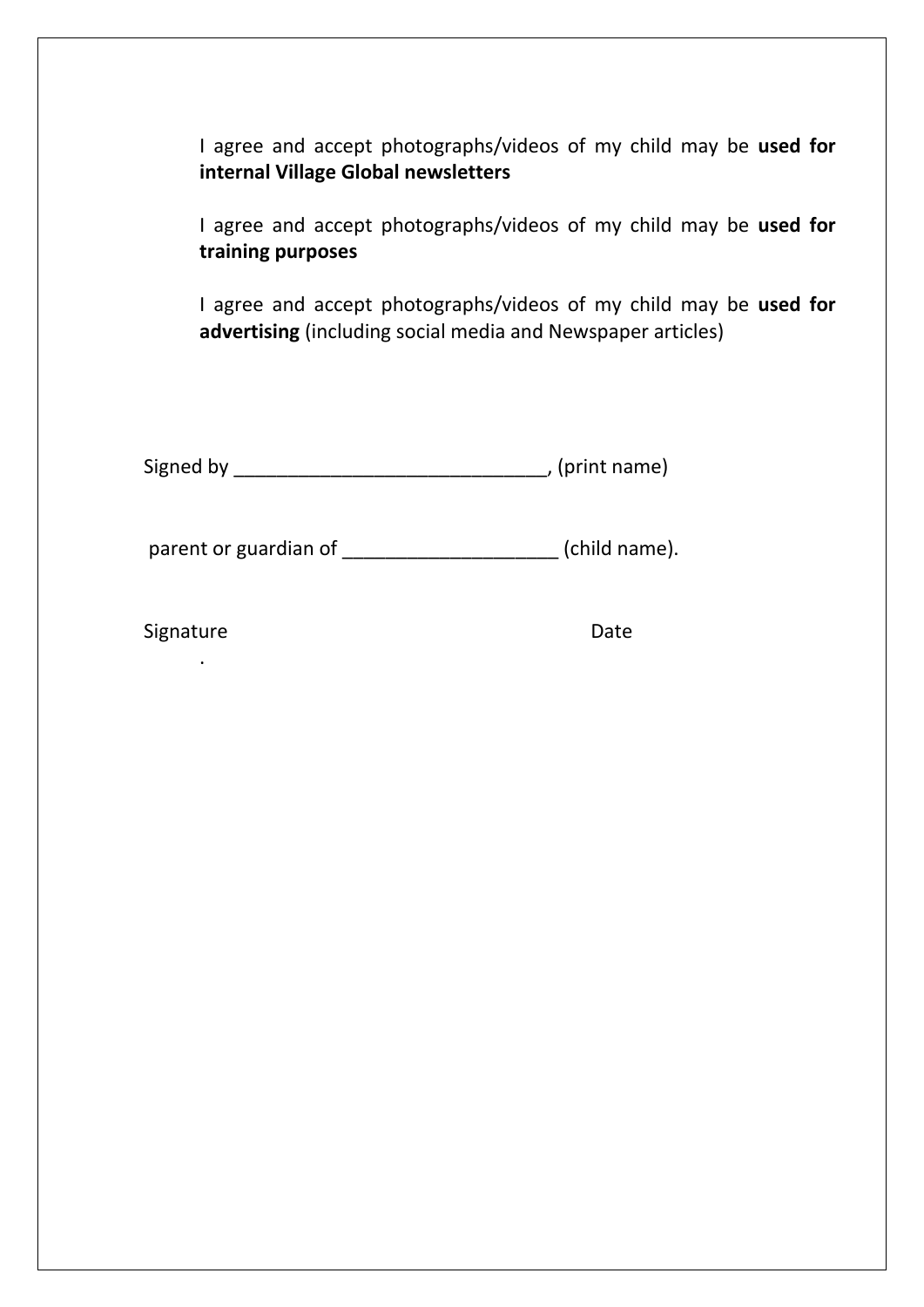I agree and accept photographs/videos of my child may be **used for internal Village Global newsletters**

I agree and accept photographs/videos of my child may be **used for training purposes**

I agree and accept photographs/videos of my child may be **used for advertising** (including social media and Newspaper articles)

Signed by ______________________________, (print name)

parent or guardian of ____________________ (child name).

Signature                                                                 Date

.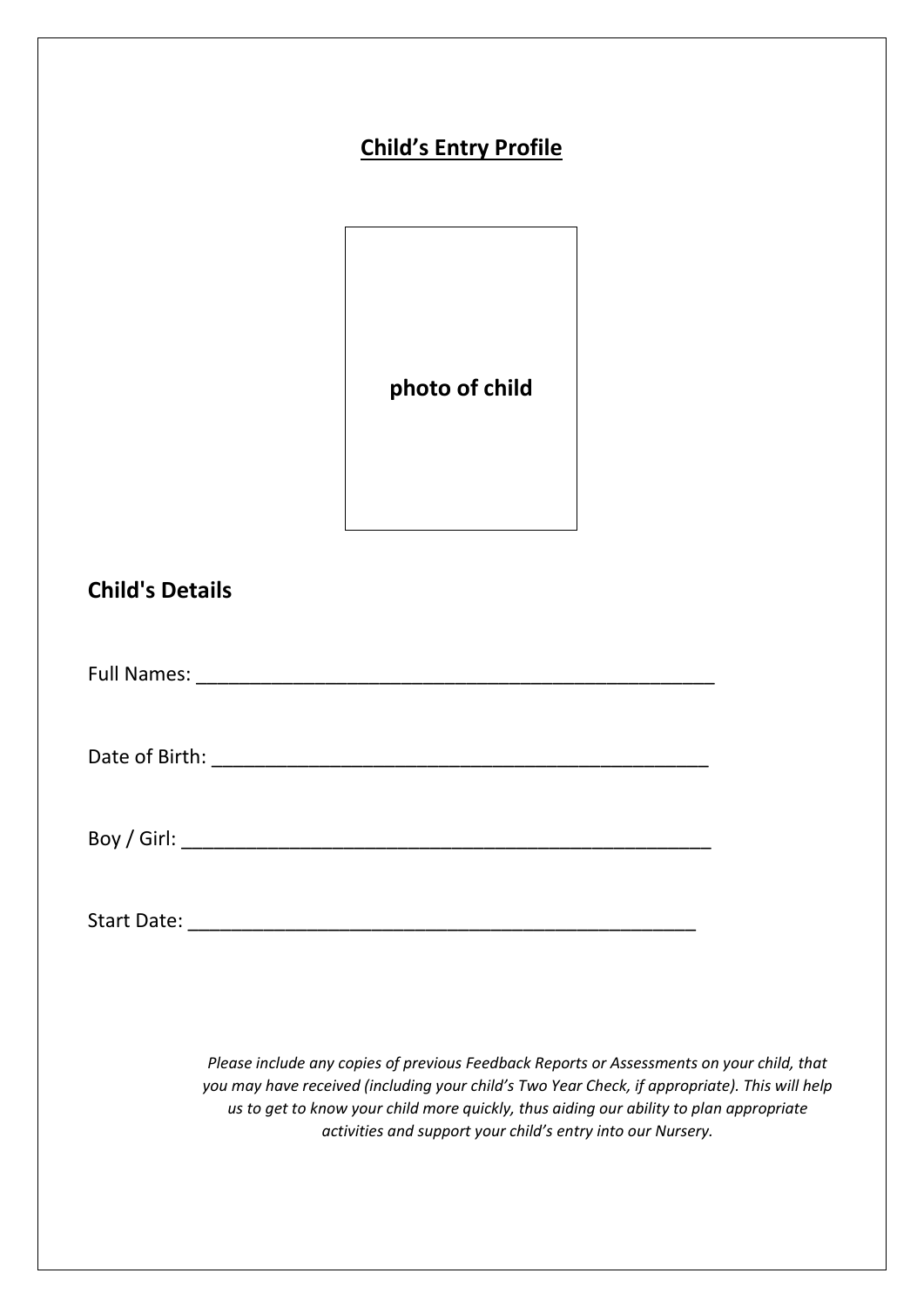# **Child's Entry Profile**

**photo of child**

## Child's Details

Full Names: ___________________________________________________

Date of Birth: ________________________________________________

Boy / Girl: ___________________________________________________

Start Date: ___________________________________________________

*Please include any copies of previous Feedback Reports or Assessments on your child, that you may have received (including your child's Two Year Check, if appropriate). This will help us to get to know your child more quickly, thus aiding our ability to plan appropriate activities and support your child's entry into our Nursery.*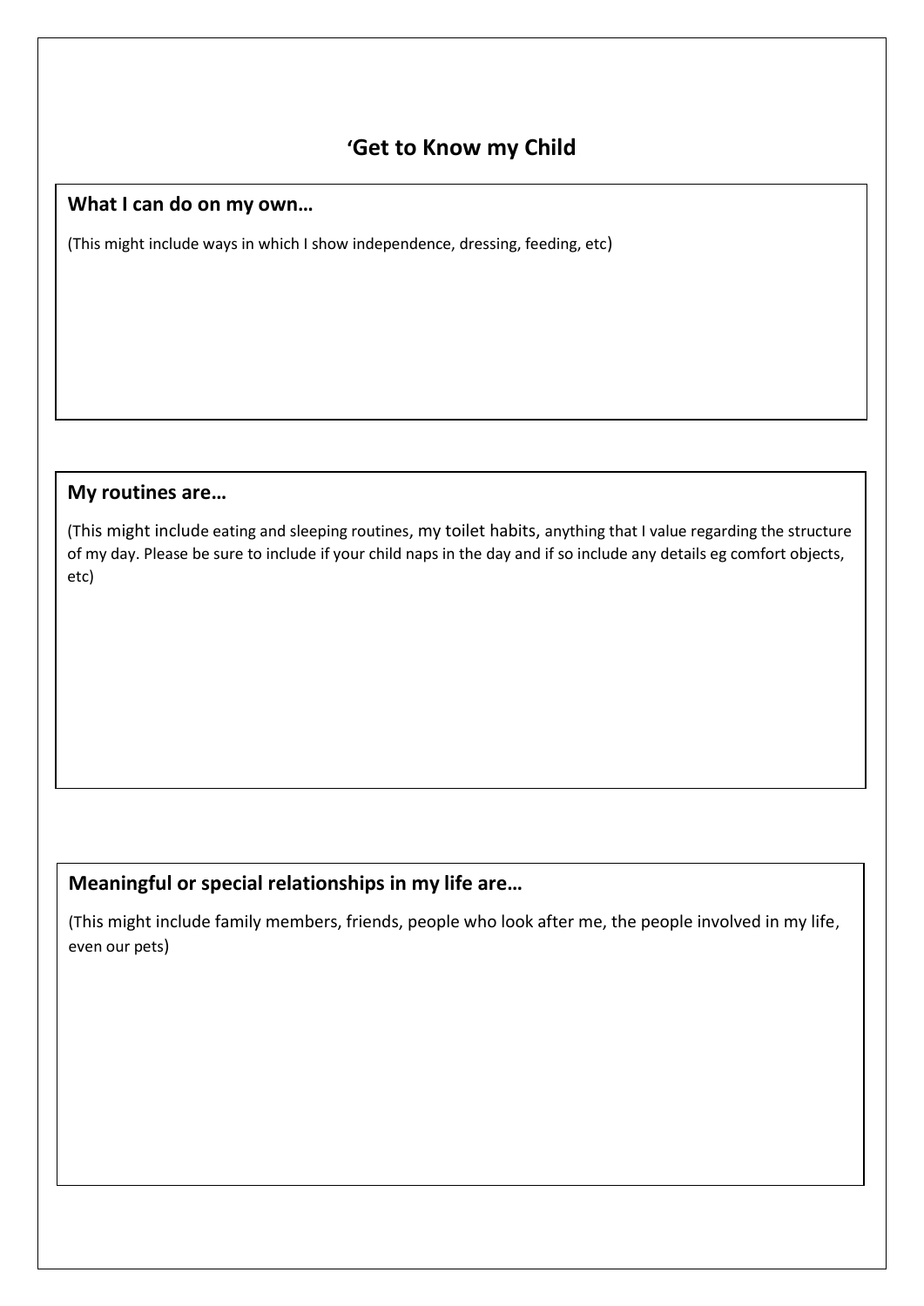# ‘Get to Know my Child

**What I can do on my own…**

(This might include ways in which I show independence, dressing, feeding, etc)

**My routines are…**

(This might include eating and sleeping routines, my toilet habits, anything that I value regarding the structure of my day. Please be sure to include if your child naps in the day and if so include any details eg comfort objects, etc)

**Meaningful or special relationships in my life are…**

(This might include family members, friends, people who look after me, the people involved in my life, even our pets)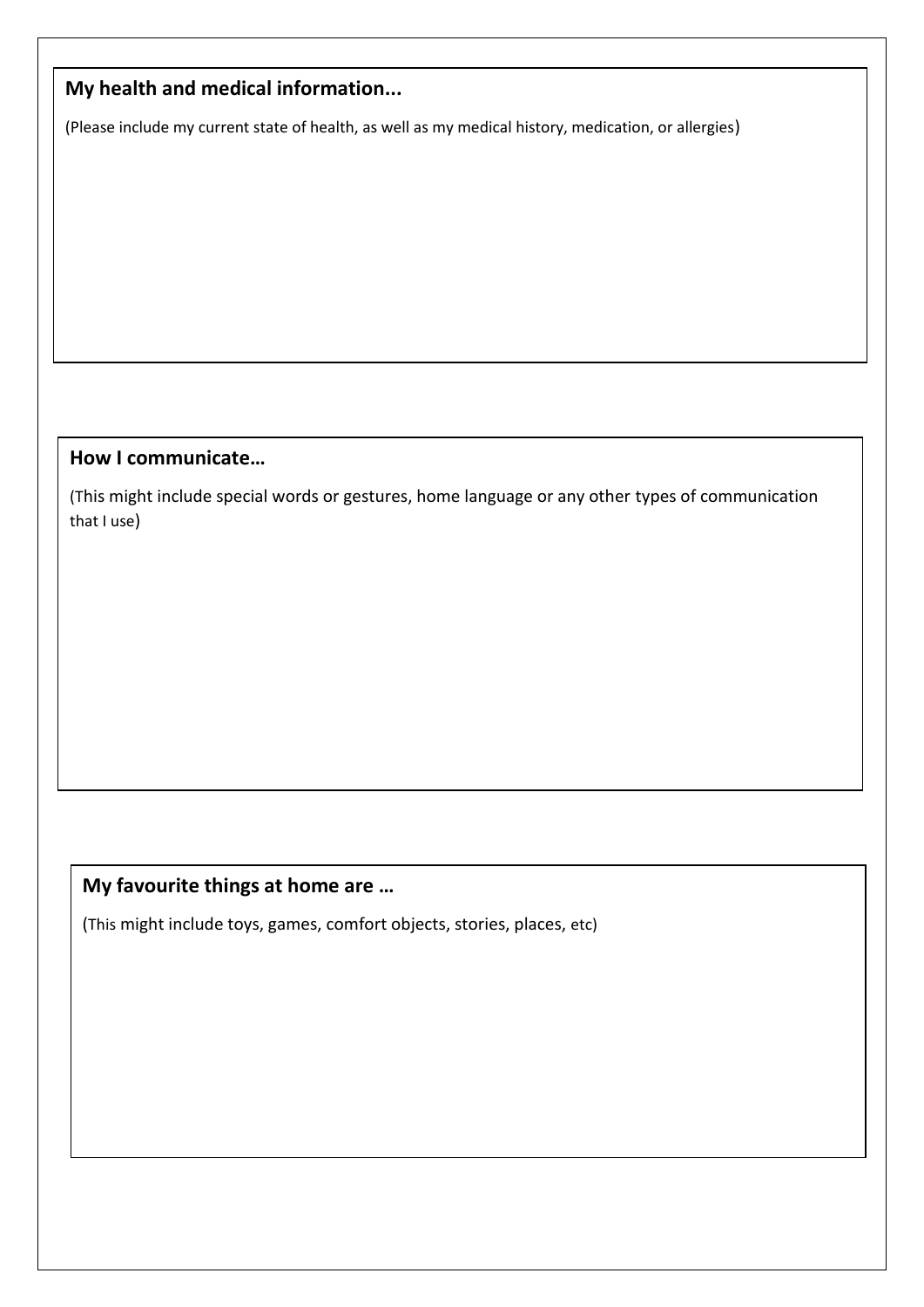**My health and medical information...**

(Please include my current state of health, as well as my medical history, medication, or allergies)

**How I communicate…**

(This might include special words or gestures, home language or any other types of communication that I use)

**My favourite things at home are …**

(This might include toys, games, comfort objects, stories, places, etc)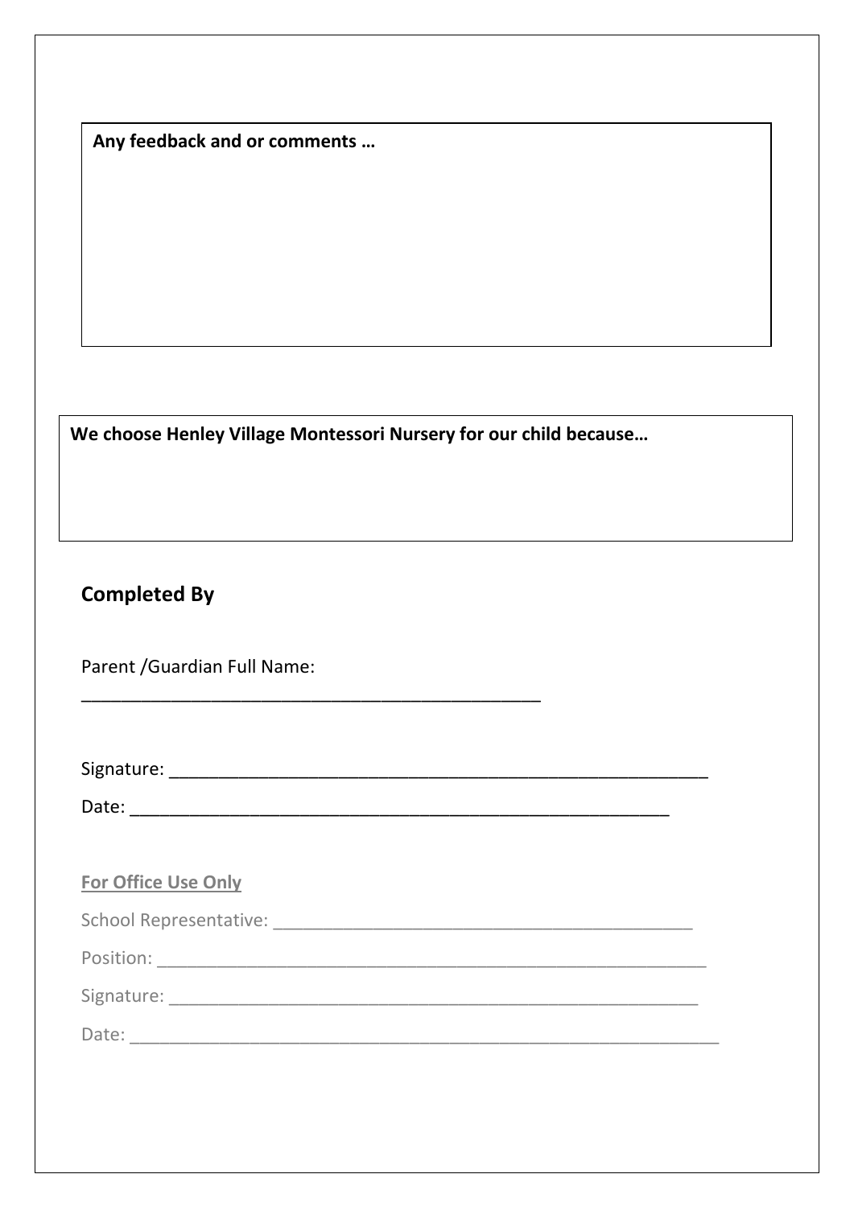**Any feedback and or comments …**

**We choose Henley Village Montessori Nursery for our child because…**

## Completed By

Parent /Guardian Full Name:
_______________________________________________

Signature: _______________________________________________________

Date: _______________________________________________________

**For Office Use Only**

School Representative: ___________________________________________

Position: _________________________________________________________

Signature: _______________________________________________________

Date: ____________________________________________________________